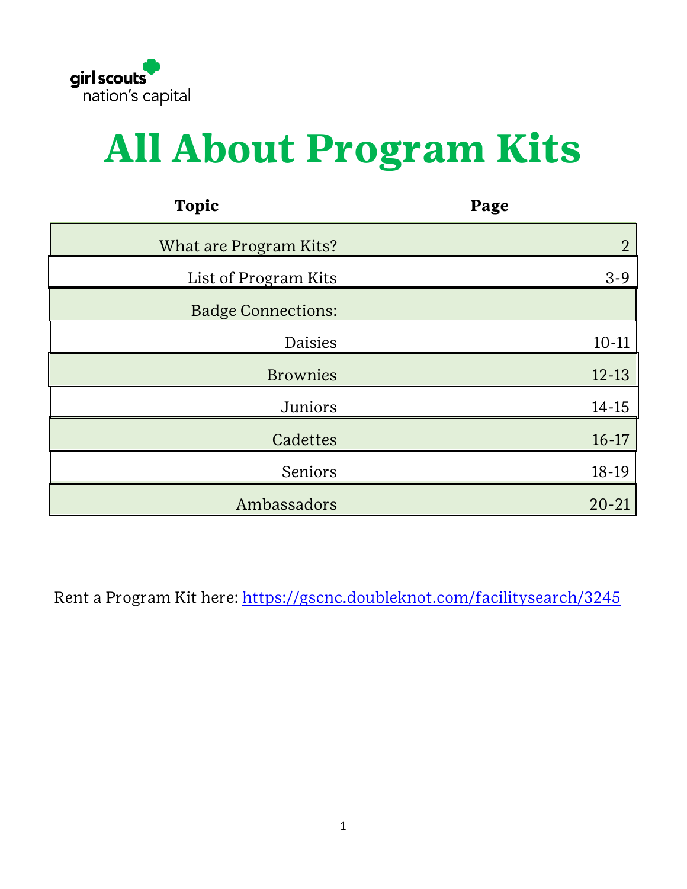girl scouts nation's capital

# All About Program Kits

| Topic | Page |
| --- | --- |
| What are Program Kits? | 2 |
| List of Program Kits | 3-9 |
| Badge Connections: | |
| Daisies | 10-11 |
| Brownies | 12-13 |
| Juniors | 14-15 |
| Cadettes | 16-17 |
| Seniors | 18-19 |
| Ambassadors | 20-21 |

Rent a Program Kit here: https://gscnc.doubleknot.com/facilitysearch/3245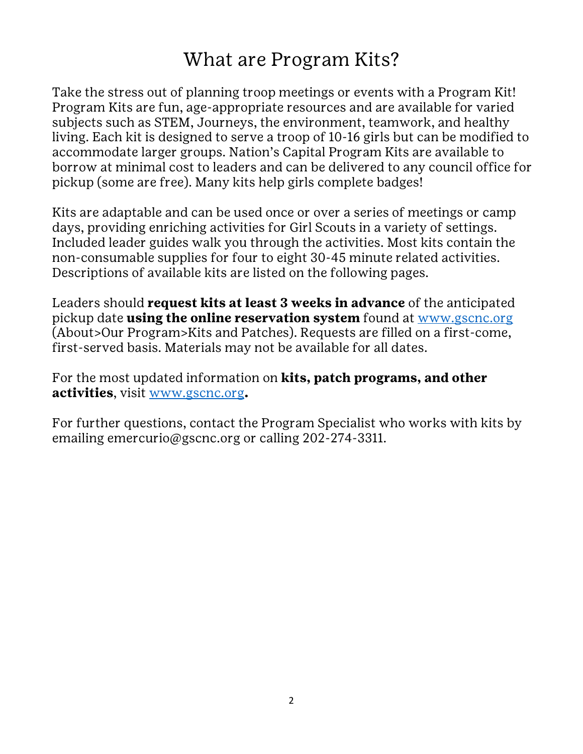# What are Program Kits?

Take the stress out of planning troop meetings or events with a Program Kit! Program Kits are fun, age-appropriate resources and are available for varied subjects such as STEM, Journeys, the environment, teamwork, and healthy living. Each kit is designed to serve a troop of 10-16 girls but can be modified to accommodate larger groups. Nation's Capital Program Kits are available to borrow at minimal cost to leaders and can be delivered to any council office for pickup (some are free). Many kits help girls complete badges!

Kits are adaptable and can be used once or over a series of meetings or camp days, providing enriching activities for Girl Scouts in a variety of settings. Included leader guides walk you through the activities. Most kits contain the non-consumable supplies for four to eight 30-45 minute related activities. Descriptions of available kits are listed on the following pages.

Leaders should **request kits at least 3 weeks in advance** of the anticipated pickup date **using the online reservation system** found at [www.gscnc.org](http://www.gscnc.org) (About>Our Program>Kits and Patches). Requests are filled on a first-come, first-served basis. Materials may not be available for all dates.

For the most updated information on **kits, patch programs, and other activities**, visit [www.gscnc.org](http://www.gscnc.org)**.**

For further questions, contact the Program Specialist who works with kits by emailing emercurio@gscnc.org or calling 202-274-3311.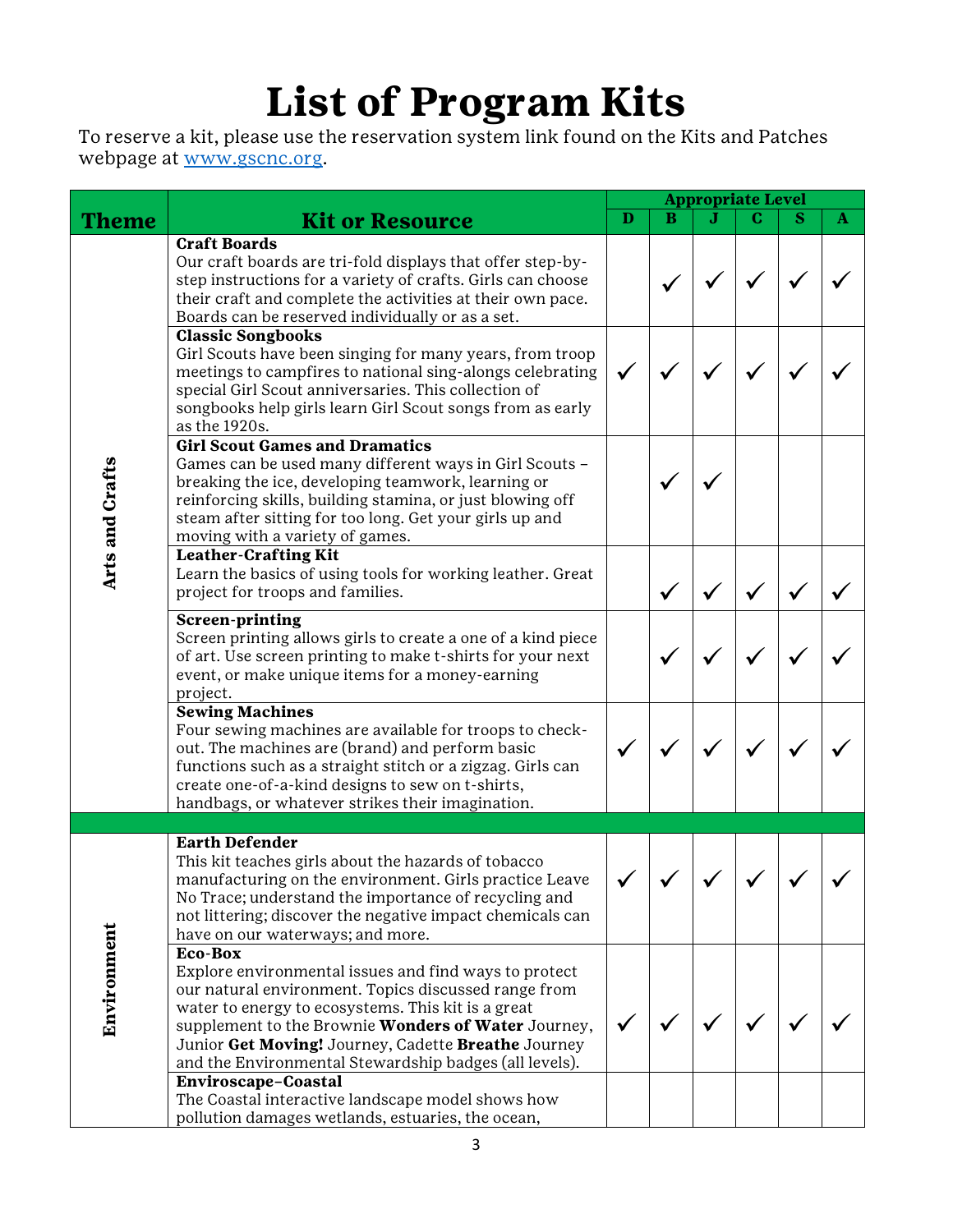# List of Program Kits

To reserve a kit, please use the reservation system link found on the Kits and Patches webpage at [www.gscnc.org](www.gscnc.org).

| Theme | Kit or Resource | Appropriate Level | | | | | |
|---|---|---|---|---|---|---|---|
| | | D | B | J | C | S | A |
| Arts and Crafts | **Craft Boards** Our craft boards are tri-fold displays that offer step-by-step instructions for a variety of crafts. Girls can choose their craft and complete the activities at their own pace. Boards can be reserved individually or as a set. | | ✓ | ✓ | ✓ | ✓ | ✓ |
| | **Classic Songbooks** Girl Scouts have been singing for many years, from troop meetings to campfires to national sing-alongs celebrating special Girl Scout anniversaries. This collection of songbooks help girls learn Girl Scout songs from as early as the 1920s. | ✓ | ✓ | ✓ | ✓ | ✓ | ✓ |
| | **Girl Scout Games and Dramatics** Games can be used many different ways in Girl Scouts – breaking the ice, developing teamwork, learning or reinforcing skills, building stamina, or just blowing off steam after sitting for too long. Get your girls up and moving with a variety of games. | | ✓ | ✓ | | | |
| | **Leather-Crafting Kit** Learn the basics of using tools for working leather. Great project for troops and families. | | ✓ | ✓ | ✓ | ✓ | ✓ |
| | **Screen-printing** Screen printing allows girls to create a one of a kind piece of art. Use screen printing to make t-shirts for your next event, or make unique items for a money-earning project. | | ✓ | ✓ | ✓ | ✓ | ✓ |
| | **Sewing Machines** Four sewing machines are available for troops to check-out. The machines are (brand) and perform basic functions such as a straight stitch or a zigzag. Girls can create one-of-a-kind designs to sew on t-shirts, handbags, or whatever strikes their imagination. | ✓ | ✓ | ✓ | ✓ | ✓ | ✓ |
| | | | | | | | |
| Environment | **Earth Defender** This kit teaches girls about the hazards of tobacco manufacturing on the environment. Girls practice Leave No Trace; understand the importance of recycling and not littering; discover the negative impact chemicals can have on our waterways; and more. | ✓ | ✓ | ✓ | ✓ | ✓ | ✓ |
| | **Eco-Box** Explore environmental issues and find ways to protect our natural environment. Topics discussed range from water to energy to ecosystems. This kit is a great supplement to the Brownie **Wonders of Water** Journey, Junior **Get Moving!** Journey, Cadette **Breathe** Journey and the Environmental Stewardship badges (all levels). | ✓ | ✓ | ✓ | ✓ | ✓ | ✓ |
| | **Enviroscape–Coastal** The Coastal interactive landscape model shows how pollution damages wetlands, estuaries, the ocean, | | | | | | |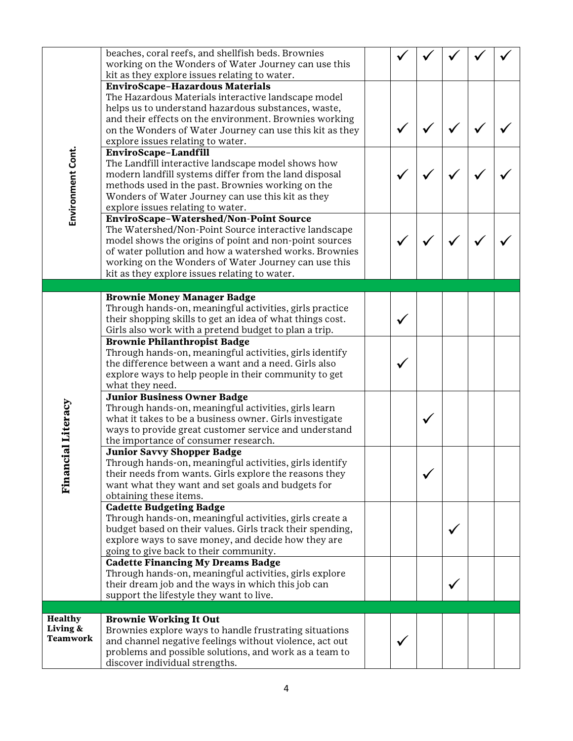| | | | | | | | |
|---|---|---|---|---|---|---|---|
| Environment Cont. | beaches, coral reefs, and shellfish beds. Brownies working on the Wonders of Water Journey can use this kit as they explore issues relating to water. | | ✓ | ✓ | ✓ | ✓ | ✓ |
| | **EnviroScape–Hazardous Materials**<br>The Hazardous Materials interactive landscape model helps us to understand hazardous substances, waste, and their effects on the environment. Brownies working on the Wonders of Water Journey can use this kit as they explore issues relating to water. | | ✓ | ✓ | ✓ | ✓ | ✓ |
| | **EnviroScape–Landfill**<br>The Landfill interactive landscape model shows how modern landfill systems differ from the land disposal methods used in the past. Brownies working on the Wonders of Water Journey can use this kit as they explore issues relating to water. | | ✓ | ✓ | ✓ | ✓ | ✓ |
| | **EnviroScape–Watershed/Non-Point Source**<br>The Watershed/Non-Point Source interactive landscape model shows the origins of point and non-point sources of water pollution and how a watershed works. Brownies working on the Wonders of Water Journey can use this kit as they explore issues relating to water. | | ✓ | ✓ | ✓ | ✓ | ✓ |
| | | | | | | | |
| Financial Literacy | **Brownie Money Manager Badge**<br>Through hands-on, meaningful activities, girls practice their shopping skills to get an idea of what things cost. Girls also work with a pretend budget to plan a trip. | | ✓ | | | | |
| | **Brownie Philanthropist Badge**<br>Through hands-on, meaningful activities, girls identify the difference between a want and a need. Girls also explore ways to help people in their community to get what they need. | | ✓ | | | | |
| | **Junior Business Owner Badge**<br>Through hands-on, meaningful activities, girls learn what it takes to be a business owner. Girls investigate ways to provide great customer service and understand the importance of consumer research. | | | ✓ | | | |
| | **Junior Savvy Shopper Badge**<br>Through hands-on, meaningful activities, girls identify their needs from wants. Girls explore the reasons they want what they want and set goals and budgets for obtaining these items. | | | ✓ | | | |
| | **Cadette Budgeting Badge**<br>Through hands-on, meaningful activities, girls create a budget based on their values. Girls track their spending, explore ways to save money, and decide how they are going to give back to their community. | | | | ✓ | | |
| | **Cadette Financing My Dreams Badge**<br>Through hands-on, meaningful activities, girls explore their dream job and the ways in which this job can support the lifestyle they want to live. | | | | ✓ | | |
| | | | | | | | |
| **Healthy Living & Teamwork** | **Brownie Working It Out**<br>Brownies explore ways to handle frustrating situations and channel negative feelings without violence, act out problems and possible solutions, and work as a team to discover individual strengths. | | ✓ | | | | |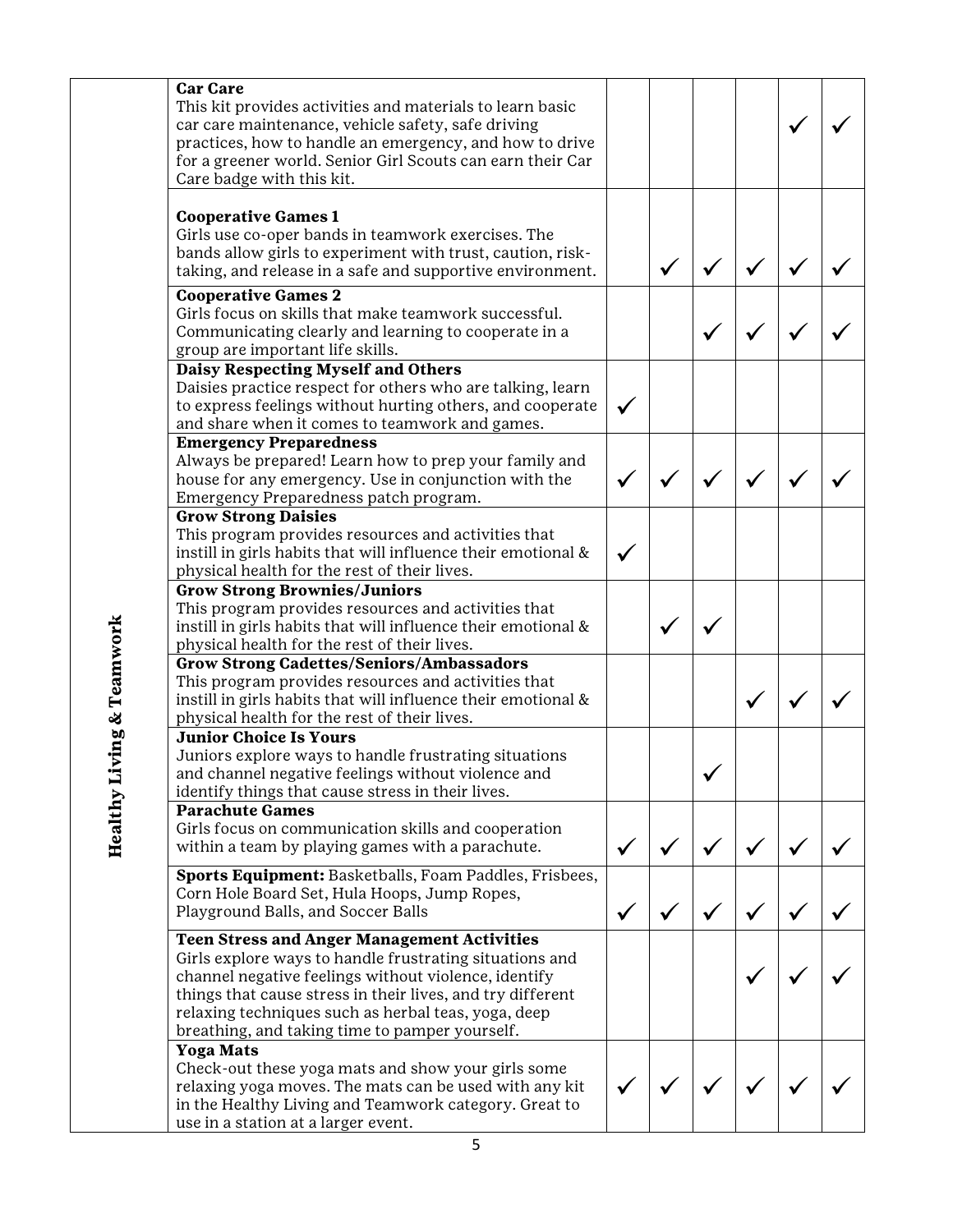| | | | | | | | |
|---|---|---|---|---|---|---|---|
| Healthy Living & Teamwork | **Car Care**<br>This kit provides activities and materials to learn basic car care maintenance, vehicle safety, safe driving practices, how to handle an emergency, and how to drive for a greener world. Senior Girl Scouts can earn their Car Care badge with this kit. | | | | | ✓ | ✓ |
| | **Cooperative Games 1**<br>Girls use co-oper bands in teamwork exercises. The bands allow girls to experiment with trust, caution, risk-taking, and release in a safe and supportive environment. | | ✓ | ✓ | ✓ | ✓ | ✓ |
| | **Cooperative Games 2**<br>Girls focus on skills that make teamwork successful. Communicating clearly and learning to cooperate in a group are important life skills. | | | ✓ | ✓ | ✓ | ✓ |
| | **Daisy Respecting Myself and Others**<br>Daisies practice respect for others who are talking, learn to express feelings without hurting others, and cooperate and share when it comes to teamwork and games. | ✓ | | | | | |
| | **Emergency Preparedness**<br>Always be prepared! Learn how to prep your family and house for any emergency. Use in conjunction with the Emergency Preparedness patch program. | ✓ | ✓ | ✓ | ✓ | ✓ | ✓ |
| | **Grow Strong Daisies**<br>This program provides resources and activities that instill in girls habits that will influence their emotional & physical health for the rest of their lives. | ✓ | | | | | |
| | **Grow Strong Brownies/Juniors**<br>This program provides resources and activities that instill in girls habits that will influence their emotional & physical health for the rest of their lives. | | ✓ | ✓ | | | |
| | **Grow Strong Cadettes/Seniors/Ambassadors**<br>This program provides resources and activities that instill in girls habits that will influence their emotional & physical health for the rest of their lives. | | | | ✓ | ✓ | ✓ |
| | **Junior Choice Is Yours**<br>Juniors explore ways to handle frustrating situations and channel negative feelings without violence and identify things that cause stress in their lives. | | | ✓ | | | |
| | **Parachute Games**<br>Girls focus on communication skills and cooperation within a team by playing games with a parachute. | ✓ | ✓ | ✓ | ✓ | ✓ | ✓ |
| | **Sports Equipment:** Basketballs, Foam Paddles, Frisbees, Corn Hole Board Set, Hula Hoops, Jump Ropes, Playground Balls, and Soccer Balls | ✓ | ✓ | ✓ | ✓ | ✓ | ✓ |
| | **Teen Stress and Anger Management Activities**<br>Girls explore ways to handle frustrating situations and channel negative feelings without violence, identify things that cause stress in their lives, and try different relaxing techniques such as herbal teas, yoga, deep breathing, and taking time to pamper yourself. | | | | ✓ | ✓ | ✓ |
| | **Yoga Mats**<br>Check-out these yoga mats and show your girls some relaxing yoga moves. The mats can be used with any kit in the Healthy Living and Teamwork category. Great to use in a station at a larger event. | ✓ | ✓ | ✓ | ✓ | ✓ | ✓ |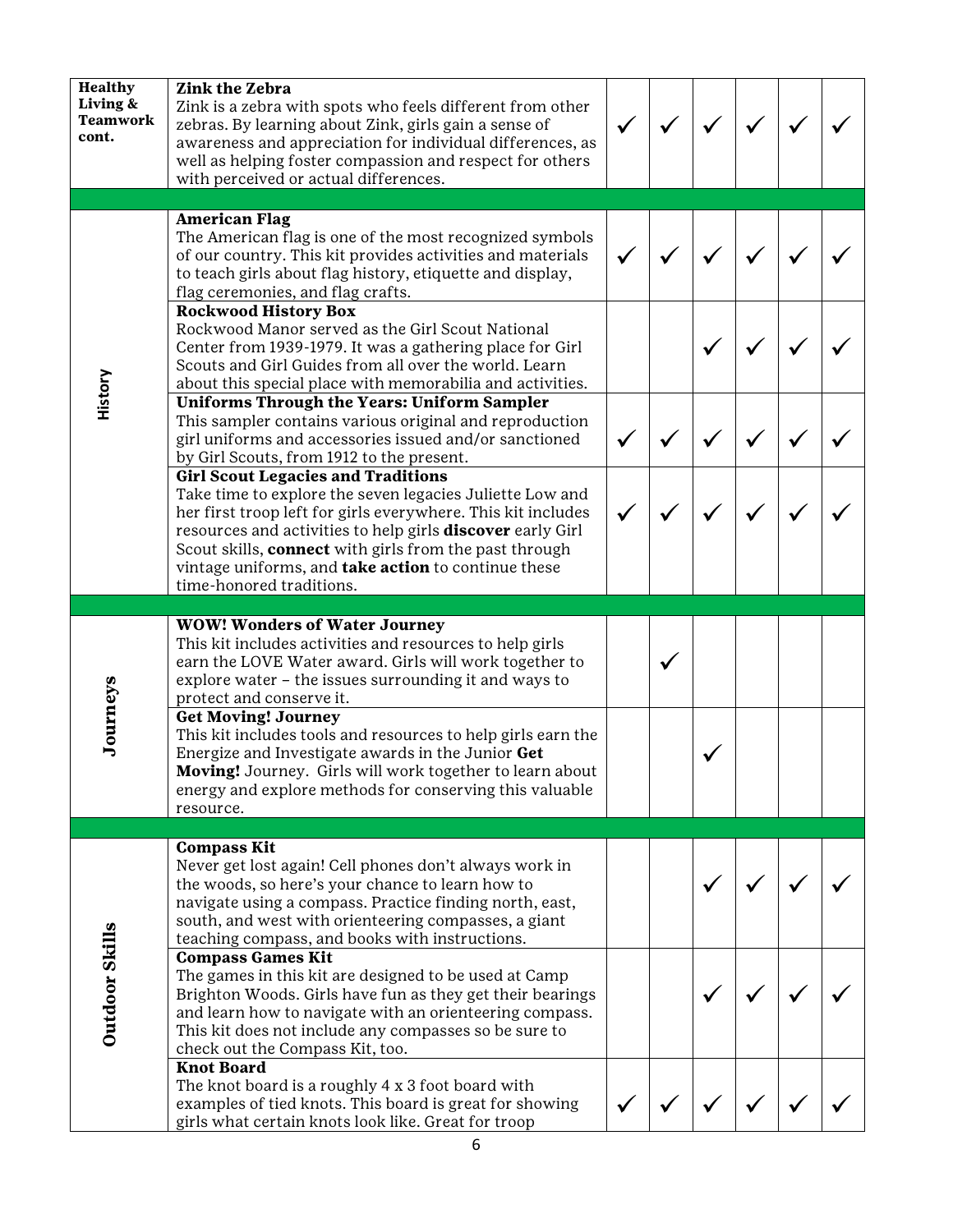| | | | | | | | |
|---|---|---|---|---|---|---|---|
| **Healthy Living & Teamwork cont.** | **Zink the Zebra**<br>Zink is a zebra with spots who feels different from other zebras. By learning about Zink, girls gain a sense of awareness and appreciation for individual differences, as well as helping foster compassion and respect for others with perceived or actual differences. | ✓ | ✓ | ✓ | ✓ | ✓ | ✓ |
| | | | | | | | |
| **History** | **American Flag**<br>The American flag is one of the most recognized symbols of our country. This kit provides activities and materials to teach girls about flag history, etiquette and display, flag ceremonies, and flag crafts. | ✓ | ✓ | ✓ | ✓ | ✓ | ✓ |
| | **Rockwood History Box**<br>Rockwood Manor served as the Girl Scout National Center from 1939-1979. It was a gathering place for Girl Scouts and Girl Guides from all over the world. Learn about this special place with memorabilia and activities. | | | ✓ | ✓ | ✓ | ✓ |
| | **Uniforms Through the Years: Uniform Sampler**<br>This sampler contains various original and reproduction girl uniforms and accessories issued and/or sanctioned by Girl Scouts, from 1912 to the present. | ✓ | ✓ | ✓ | ✓ | ✓ | ✓ |
| | **Girl Scout Legacies and Traditions**<br>Take time to explore the seven legacies Juliette Low and her first troop left for girls everywhere. This kit includes resources and activities to help girls **discover** early Girl Scout skills, **connect** with girls from the past through vintage uniforms, and **take action** to continue these time-honored traditions. | ✓ | ✓ | ✓ | ✓ | ✓ | ✓ |
| | | | | | | | |
| **Journeys** | **WOW! Wonders of Water Journey**<br>This kit includes activities and resources to help girls earn the LOVE Water award. Girls will work together to explore water – the issues surrounding it and ways to protect and conserve it. | | ✓ | | | | |
| | **Get Moving! Journey**<br>This kit includes tools and resources to help girls earn the Energize and Investigate awards in the Junior **Get Moving!** Journey. Girls will work together to learn about energy and explore methods for conserving this valuable resource. | | | ✓ | | | |
| | | | | | | | |
| **Outdoor Skills** | **Compass Kit**<br>Never get lost again! Cell phones don't always work in the woods, so here's your chance to learn how to navigate using a compass. Practice finding north, east, south, and west with orienteering compasses, a giant teaching compass, and books with instructions. | | | ✓ | ✓ | ✓ | ✓ |
| | **Compass Games Kit**<br>The games in this kit are designed to be used at Camp Brighton Woods. Girls have fun as they get their bearings and learn how to navigate with an orienteering compass. This kit does not include any compasses so be sure to check out the Compass Kit, too. | | | ✓ | ✓ | ✓ | ✓ |
| | **Knot Board**<br>The knot board is a roughly 4 x 3 foot board with examples of tied knots. This board is great for showing girls what certain knots look like. Great for troop | ✓ | ✓ | ✓ | ✓ | ✓ | ✓ |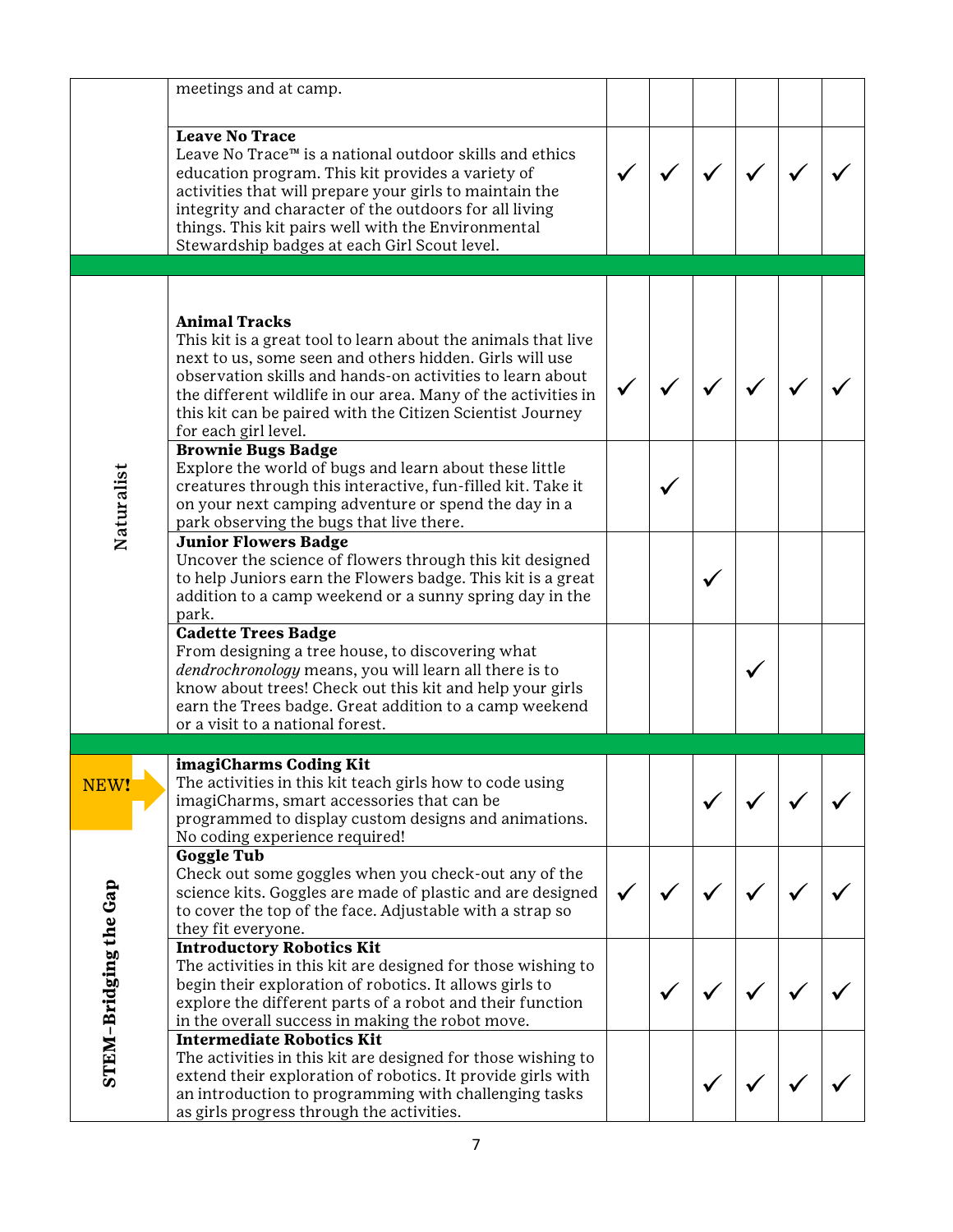| | | | | | | | |
|---|---|---|---|---|---|---|---|
| | meetings and at camp. | | | | | | |
| | **Leave No Trace**<br>Leave No Trace™ is a national outdoor skills and ethics education program. This kit provides a variety of activities that will prepare your girls to maintain the integrity and character of the outdoors for all living things. This kit pairs well with the Environmental Stewardship badges at each Girl Scout level. | ✓ | ✓ | ✓ | ✓ | ✓ | ✓ |
| Naturalist | **Animal Tracks**<br>This kit is a great tool to learn about the animals that live next to us, some seen and others hidden. Girls will use observation skills and hands-on activities to learn about the different wildlife in our area. Many of the activities in this kit can be paired with the Citizen Scientist Journey for each girl level. | ✓ | ✓ | ✓ | ✓ | ✓ | ✓ |
| Naturalist | **Brownie Bugs Badge**<br>Explore the world of bugs and learn about these little creatures through this interactive, fun-filled kit. Take it on your next camping adventure or spend the day in a park observing the bugs that live there. | | ✓ | | | | |
| Naturalist | **Junior Flowers Badge**<br>Uncover the science of flowers through this kit designed to help Juniors earn the Flowers badge. This kit is a great addition to a camp weekend or a sunny spring day in the park. | | | ✓ | | | |
| Naturalist | **Cadette Trees Badge**<br>From designing a tree house, to discovering what *dendrochronology* means, you will learn all there is to know about trees! Check out this kit and help your girls earn the Trees badge. Great addition to a camp weekend or a visit to a national forest. | | | | ✓ | | |
| STEM–Bridging the Gap (NEW!) | **imagiCharms Coding Kit**<br>The activities in this kit teach girls how to code using imagiCharms, smart accessories that can be programmed to display custom designs and animations. No coding experience required! | | | ✓ | ✓ | ✓ | ✓ |
| STEM–Bridging the Gap | **Goggle Tub**<br>Check out some goggles when you check-out any of the science kits. Goggles are made of plastic and are designed to cover the top of the face. Adjustable with a strap so they fit everyone. | ✓ | ✓ | ✓ | ✓ | ✓ | ✓ |
| STEM–Bridging the Gap | **Introductory Robotics Kit**<br>The activities in this kit are designed for those wishing to begin their exploration of robotics. It allows girls to explore the different parts of a robot and their function in the overall success in making the robot move. | | ✓ | ✓ | ✓ | ✓ | ✓ |
| STEM–Bridging the Gap | **Intermediate Robotics Kit**<br>The activities in this kit are designed for those wishing to extend their exploration of robotics. It provide girls with an introduction to programming with challenging tasks as girls progress through the activities. | | | ✓ | ✓ | ✓ | ✓ |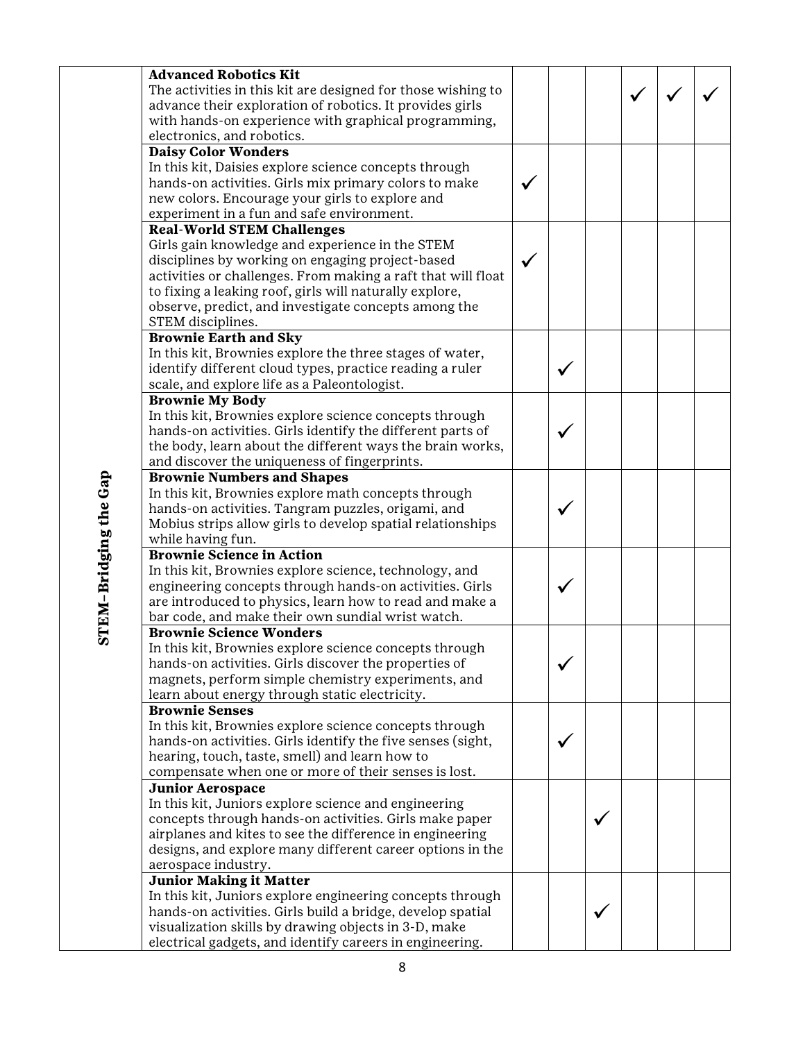| | | | | | | | |
|---|---|---|---|---|---|---|---|
| STEM–Bridging the Gap | **Advanced Robotics Kit**<br>The activities in this kit are designed for those wishing to advance their exploration of robotics. It provides girls with hands-on experience with graphical programming, electronics, and robotics. | | | | ✓ | ✓ | ✓ |
| | **Daisy Color Wonders**<br>In this kit, Daisies explore science concepts through hands-on activities. Girls mix primary colors to make new colors. Encourage your girls to explore and experiment in a fun and safe environment. | ✓ | | | | | |
| | **Real-World STEM Challenges**<br>Girls gain knowledge and experience in the STEM disciplines by working on engaging project-based activities or challenges. From making a raft that will float to fixing a leaking roof, girls will naturally explore, observe, predict, and investigate concepts among the STEM disciplines. | ✓ | | | | | |
| | **Brownie Earth and Sky**<br>In this kit, Brownies explore the three stages of water, identify different cloud types, practice reading a ruler scale, and explore life as a Paleontologist. | | ✓ | | | | |
| | **Brownie My Body**<br>In this kit, Brownies explore science concepts through hands-on activities. Girls identify the different parts of the body, learn about the different ways the brain works, and discover the uniqueness of fingerprints. | | ✓ | | | | |
| | **Brownie Numbers and Shapes**<br>In this kit, Brownies explore math concepts through hands-on activities. Tangram puzzles, origami, and Mobius strips allow girls to develop spatial relationships while having fun. | | ✓ | | | | |
| | **Brownie Science in Action**<br>In this kit, Brownies explore science, technology, and engineering concepts through hands-on activities. Girls are introduced to physics, learn how to read and make a bar code, and make their own sundial wrist watch. | | ✓ | | | | |
| | **Brownie Science Wonders**<br>In this kit, Brownies explore science concepts through hands-on activities. Girls discover the properties of magnets, perform simple chemistry experiments, and learn about energy through static electricity. | | ✓ | | | | |
| | **Brownie Senses**<br>In this kit, Brownies explore science concepts through hands-on activities. Girls identify the five senses (sight, hearing, touch, taste, smell) and learn how to compensate when one or more of their senses is lost. | | ✓ | | | | |
| | **Junior Aerospace**<br>In this kit, Juniors explore science and engineering concepts through hands-on activities. Girls make paper airplanes and kites to see the difference in engineering designs, and explore many different career options in the aerospace industry. | | | ✓ | | | |
| | **Junior Making it Matter**<br>In this kit, Juniors explore engineering concepts through hands-on activities. Girls build a bridge, develop spatial visualization skills by drawing objects in 3-D, make electrical gadgets, and identify careers in engineering. | | | ✓ | | | |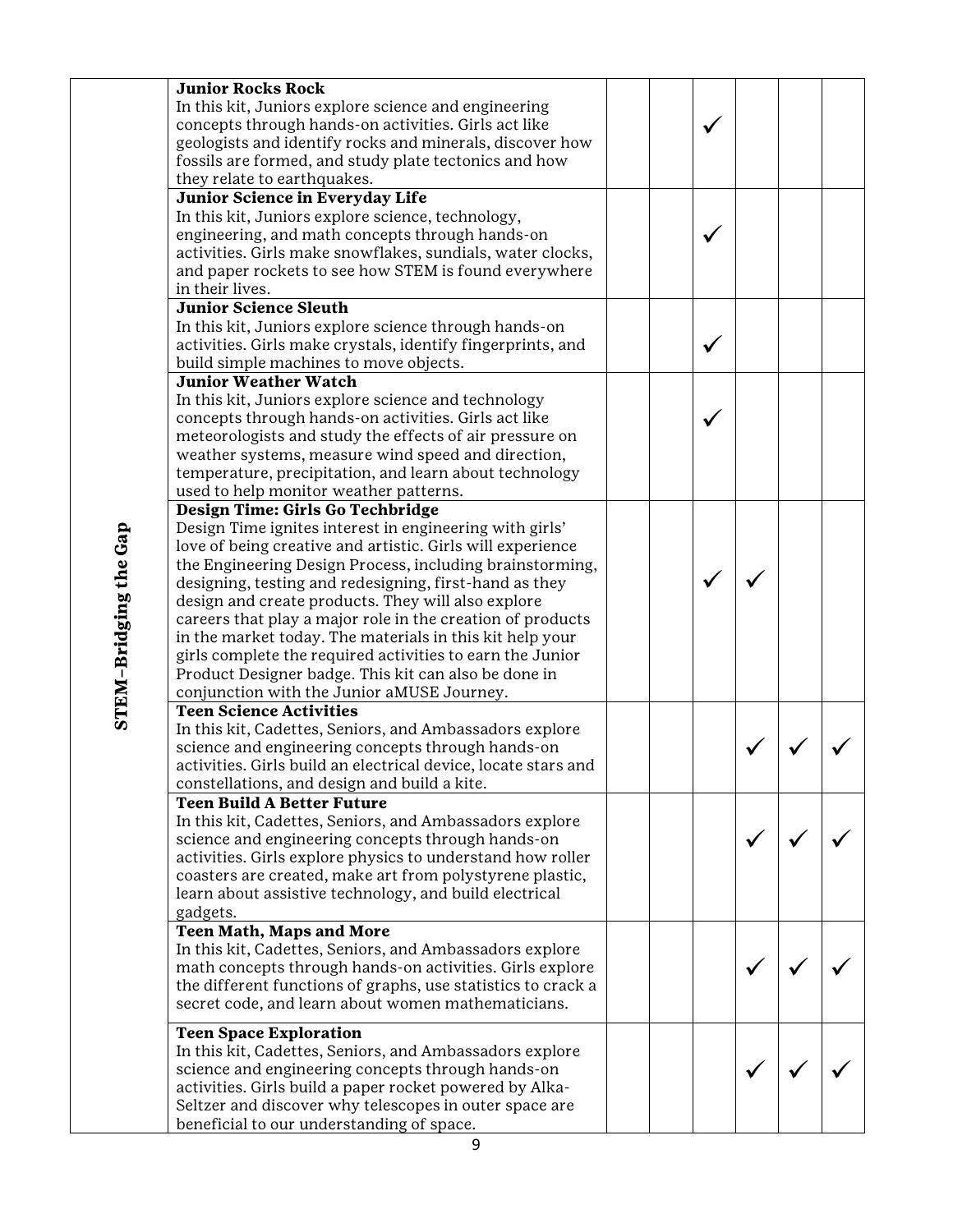| | | | | | | | |
|---|---|---|---|---|---|---|---|
| STEM–Bridging the Gap | **Junior Rocks Rock**<br>In this kit, Juniors explore science and engineering concepts through hands-on activities. Girls act like geologists and identify rocks and minerals, discover how fossils are formed, and study plate tectonics and how they relate to earthquakes. | | | ✓ | | | |
| | **Junior Science in Everyday Life**<br>In this kit, Juniors explore science, technology, engineering, and math concepts through hands-on activities. Girls make snowflakes, sundials, water clocks, and paper rockets to see how STEM is found everywhere in their lives. | | | ✓ | | | |
| | **Junior Science Sleuth**<br>In this kit, Juniors explore science through hands-on activities. Girls make crystals, identify fingerprints, and build simple machines to move objects. | | | ✓ | | | |
| | **Junior Weather Watch**<br>In this kit, Juniors explore science and technology concepts through hands-on activities. Girls act like meteorologists and study the effects of air pressure on weather systems, measure wind speed and direction, temperature, precipitation, and learn about technology used to help monitor weather patterns. | | | ✓ | | | |
| | **Design Time: Girls Go Techbridge**<br>Design Time ignites interest in engineering with girls' love of being creative and artistic. Girls will experience the Engineering Design Process, including brainstorming, designing, testing and redesigning, first-hand as they design and create products. They will also explore careers that play a major role in the creation of products in the market today. The materials in this kit help your girls complete the required activities to earn the Junior Product Designer badge. This kit can also be done in conjunction with the Junior aMUSE Journey. | | | ✓ | ✓ | | |
| | **Teen Science Activities**<br>In this kit, Cadettes, Seniors, and Ambassadors explore science and engineering concepts through hands-on activities. Girls build an electrical device, locate stars and constellations, and design and build a kite. | | | | ✓ | ✓ | ✓ |
| | **Teen Build A Better Future**<br>In this kit, Cadettes, Seniors, and Ambassadors explore science and engineering concepts through hands-on activities. Girls explore physics to understand how roller coasters are created, make art from polystyrene plastic, learn about assistive technology, and build electrical gadgets. | | | | ✓ | ✓ | ✓ |
| | **Teen Math, Maps and More**<br>In this kit, Cadettes, Seniors, and Ambassadors explore math concepts through hands-on activities. Girls explore the different functions of graphs, use statistics to crack a secret code, and learn about women mathematicians. | | | | ✓ | ✓ | ✓ |
| | **Teen Space Exploration**<br>In this kit, Cadettes, Seniors, and Ambassadors explore science and engineering concepts through hands-on activities. Girls build a paper rocket powered by Alka-Seltzer and discover why telescopes in outer space are beneficial to our understanding of space. | | | | ✓ | ✓ | ✓ |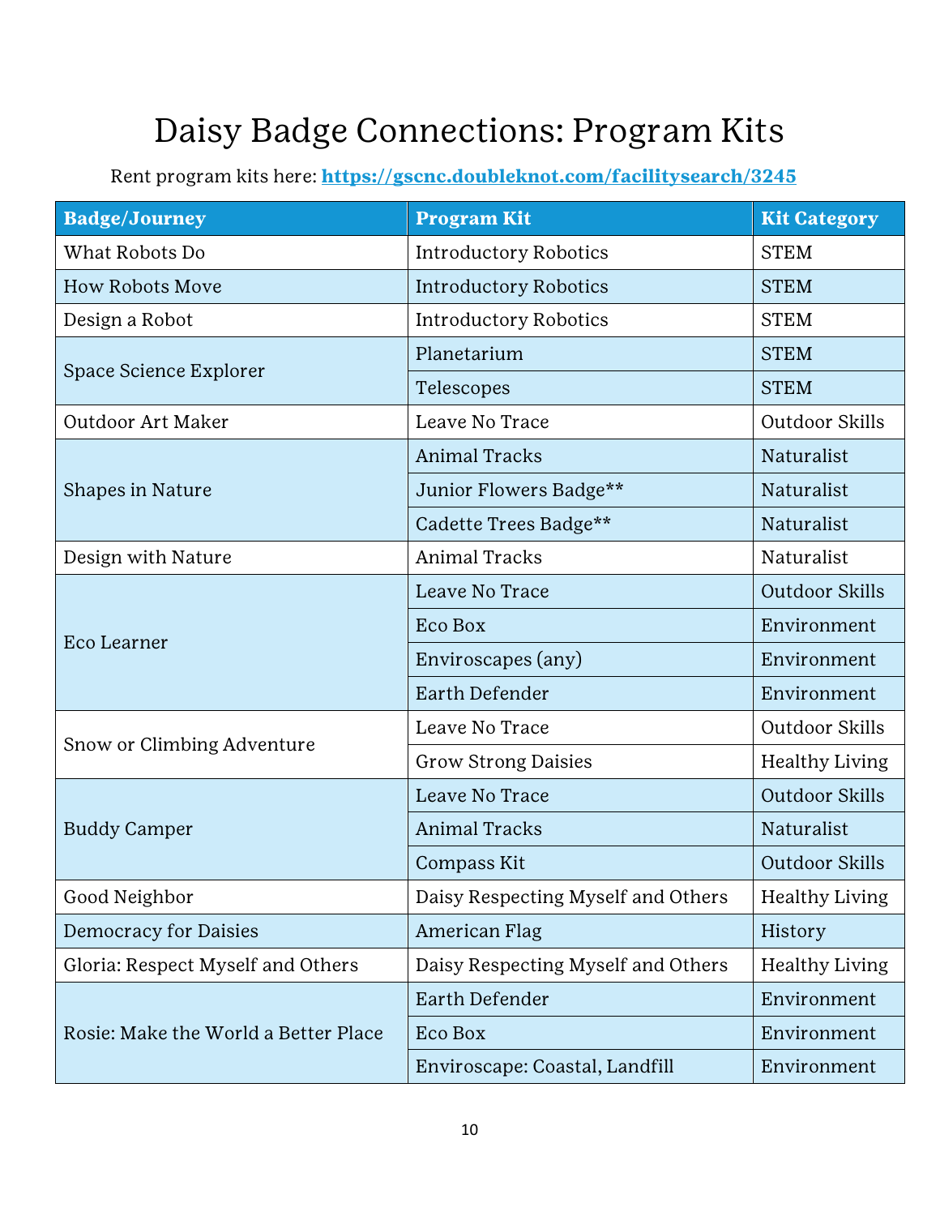# Daisy Badge Connections: Program Kits

Rent program kits here: **https://gscnc.doubleknot.com/facilitysearch/3245**

| Badge/Journey | Program Kit | Kit Category |
|---|---|---|
| What Robots Do | Introductory Robotics | STEM |
| How Robots Move | Introductory Robotics | STEM |
| Design a Robot | Introductory Robotics | STEM |
| Space Science Explorer | Planetarium | STEM |
| | Telescopes | STEM |
| Outdoor Art Maker | Leave No Trace | Outdoor Skills |
| Shapes in Nature | Animal Tracks | Naturalist |
| | Junior Flowers Badge** | Naturalist |
| | Cadette Trees Badge** | Naturalist |
| Design with Nature | Animal Tracks | Naturalist |
| Eco Learner | Leave No Trace | Outdoor Skills |
| | Eco Box | Environment |
| | Enviroscapes (any) | Environment |
| | Earth Defender | Environment |
| Snow or Climbing Adventure | Leave No Trace | Outdoor Skills |
| | Grow Strong Daisies | Healthy Living |
| Buddy Camper | Leave No Trace | Outdoor Skills |
| | Animal Tracks | Naturalist |
| | Compass Kit | Outdoor Skills |
| Good Neighbor | Daisy Respecting Myself and Others | Healthy Living |
| Democracy for Daisies | American Flag | History |
| Gloria: Respect Myself and Others | Daisy Respecting Myself and Others | Healthy Living |
| Rosie: Make the World a Better Place | Earth Defender | Environment |
| | Eco Box | Environment |
| | Enviroscape: Coastal, Landfill | Environment |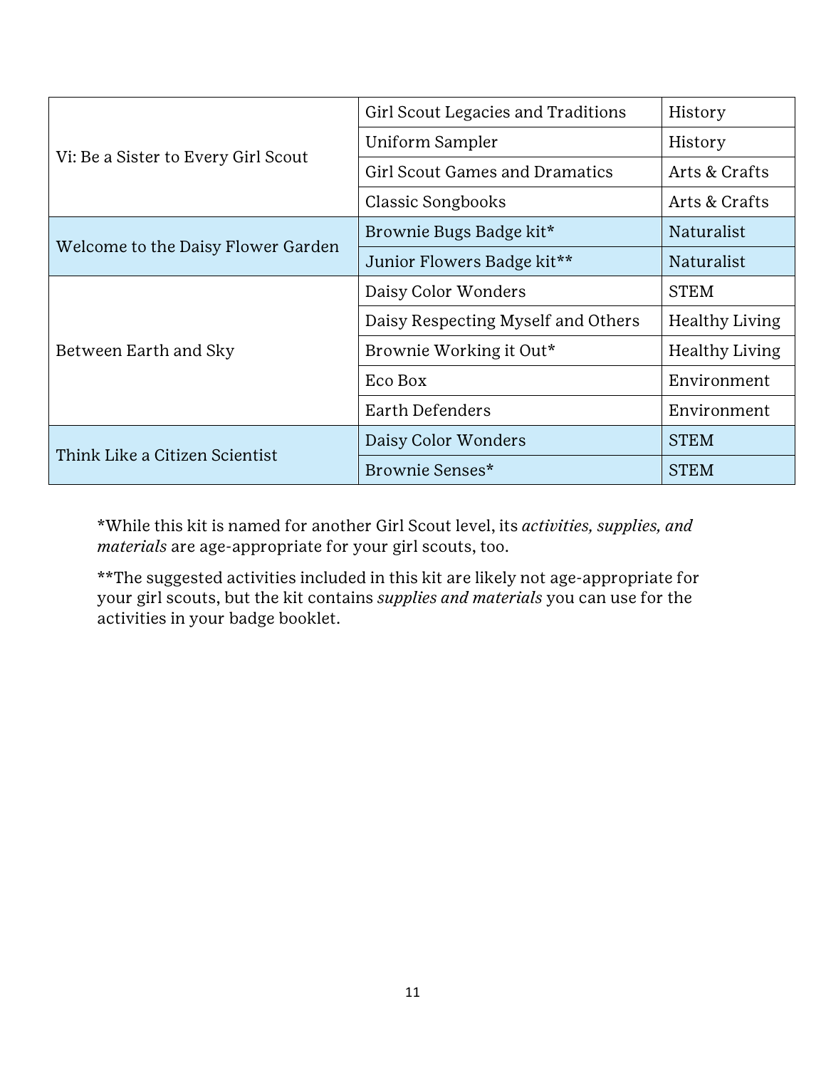| | | |
|---|---|---|
| Vi: Be a Sister to Every Girl Scout | Girl Scout Legacies and Traditions | History |
| | Uniform Sampler | History |
| | Girl Scout Games and Dramatics | Arts & Crafts |
| | Classic Songbooks | Arts & Crafts |
| Welcome to the Daisy Flower Garden | Brownie Bugs Badge kit* | Naturalist |
| | Junior Flowers Badge kit** | Naturalist |
| Between Earth and Sky | Daisy Color Wonders | STEM |
| | Daisy Respecting Myself and Others | Healthy Living |
| | Brownie Working it Out* | Healthy Living |
| | Eco Box | Environment |
| | Earth Defenders | Environment |
| Think Like a Citizen Scientist | Daisy Color Wonders | STEM |
| | Brownie Senses* | STEM |

*While this kit is named for another Girl Scout level, its *activities, supplies, and materials* are age-appropriate for your girl scouts, too.

**The suggested activities included in this kit are likely not age-appropriate for your girl scouts, but the kit contains *supplies and materials* you can use for the activities in your badge booklet.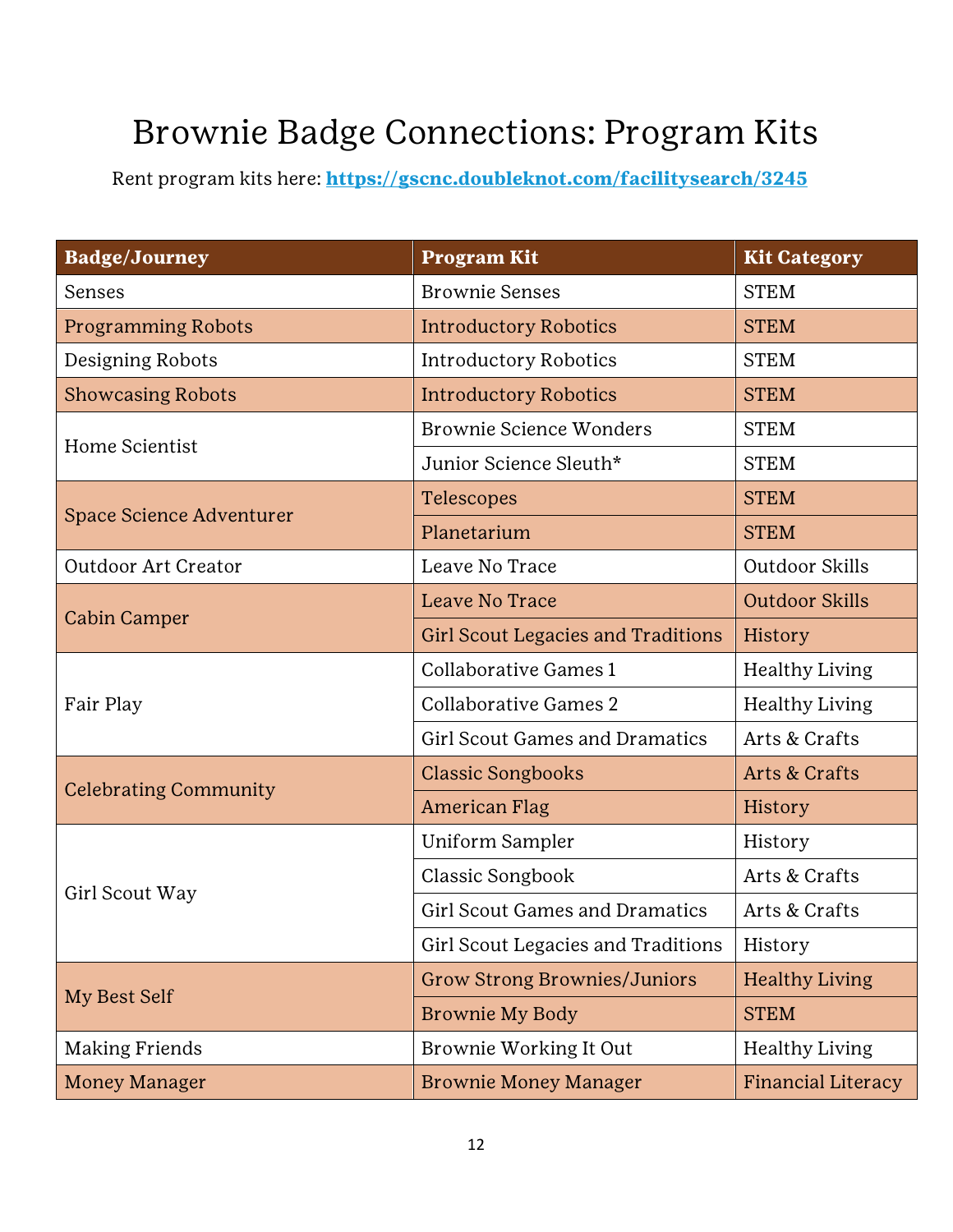# Brownie Badge Connections: Program Kits

Rent program kits here: **https://gscnc.doubleknot.com/facilitysearch/3245**

| Badge/Journey | Program Kit | Kit Category |
|---|---|---|
| Senses | Brownie Senses | STEM |
| Programming Robots | Introductory Robotics | STEM |
| Designing Robots | Introductory Robotics | STEM |
| Showcasing Robots | Introductory Robotics | STEM |
| Home Scientist | Brownie Science Wonders | STEM |
| | Junior Science Sleuth* | STEM |
| Space Science Adventurer | Telescopes | STEM |
| | Planetarium | STEM |
| Outdoor Art Creator | Leave No Trace | Outdoor Skills |
| Cabin Camper | Leave No Trace | Outdoor Skills |
| | Girl Scout Legacies and Traditions | History |
| Fair Play | Collaborative Games 1 | Healthy Living |
| | Collaborative Games 2 | Healthy Living |
| | Girl Scout Games and Dramatics | Arts & Crafts |
| Celebrating Community | Classic Songbooks | Arts & Crafts |
| | American Flag | History |
| Girl Scout Way | Uniform Sampler | History |
| | Classic Songbook | Arts & Crafts |
| | Girl Scout Games and Dramatics | Arts & Crafts |
| | Girl Scout Legacies and Traditions | History |
| My Best Self | Grow Strong Brownies/Juniors | Healthy Living |
| | Brownie My Body | STEM |
| Making Friends | Brownie Working It Out | Healthy Living |
| Money Manager | Brownie Money Manager | Financial Literacy |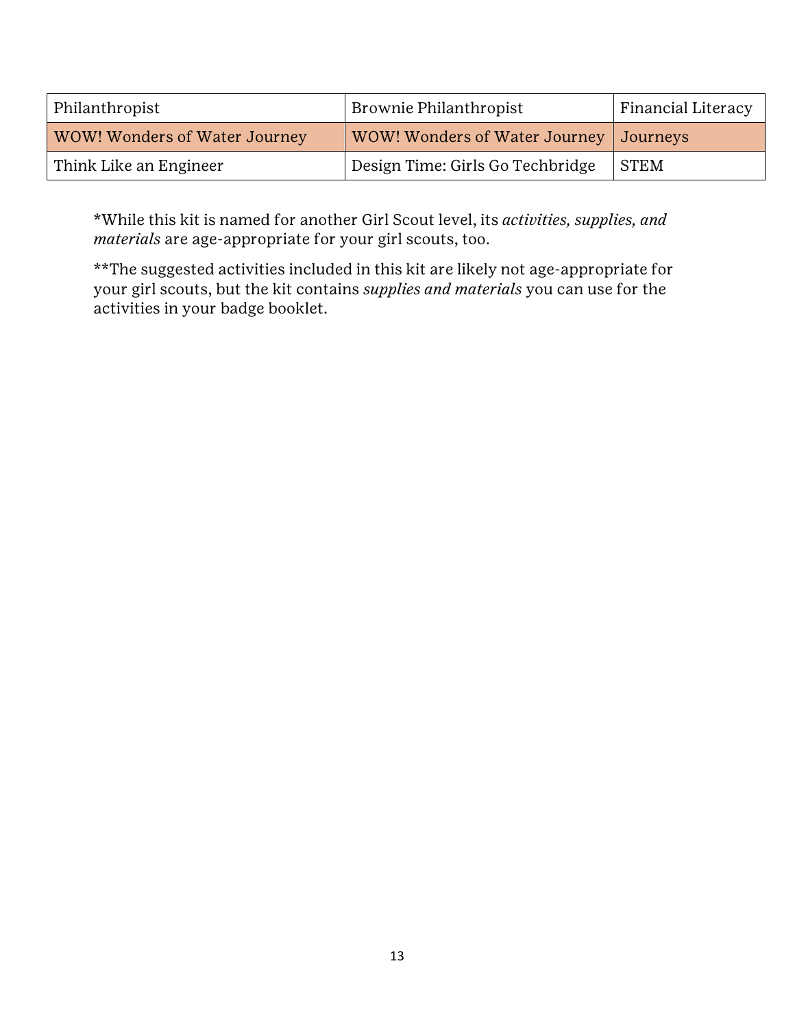| Philanthropist | Brownie Philanthropist | Financial Literacy |
| --- | --- | --- |
| WOW! Wonders of Water Journey | WOW! Wonders of Water Journey | Journeys |
| Think Like an Engineer | Design Time: Girls Go Techbridge | STEM |

*While this kit is named for another Girl Scout level, its *activities, supplies, and materials* are age-appropriate for your girl scouts, too.

**The suggested activities included in this kit are likely not age-appropriate for your girl scouts, but the kit contains *supplies and materials* you can use for the activities in your badge booklet.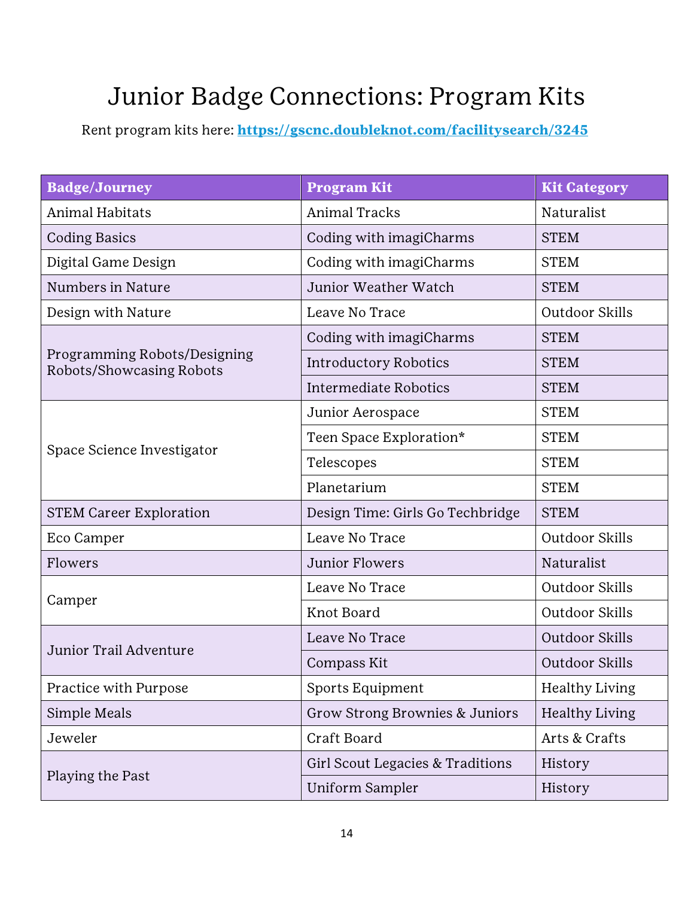# Junior Badge Connections: Program Kits

Rent program kits here: **https://gscnc.doubleknot.com/facilitysearch/3245**

| Badge/Journey | Program Kit | Kit Category |
| --- | --- | --- |
| Animal Habitats | Animal Tracks | Naturalist |
| Coding Basics | Coding with imagiCharms | STEM |
| Digital Game Design | Coding with imagiCharms | STEM |
| Numbers in Nature | Junior Weather Watch | STEM |
| Design with Nature | Leave No Trace | Outdoor Skills |
| Programming Robots/Designing Robots/Showcasing Robots | Coding with imagiCharms | STEM |
| | Introductory Robotics | STEM |
| | Intermediate Robotics | STEM |
| Space Science Investigator | Junior Aerospace | STEM |
| | Teen Space Exploration* | STEM |
| | Telescopes | STEM |
| | Planetarium | STEM |
| STEM Career Exploration | Design Time: Girls Go Techbridge | STEM |
| Eco Camper | Leave No Trace | Outdoor Skills |
| Flowers | Junior Flowers | Naturalist |
| Camper | Leave No Trace | Outdoor Skills |
| | Knot Board | Outdoor Skills |
| Junior Trail Adventure | Leave No Trace | Outdoor Skills |
| | Compass Kit | Outdoor Skills |
| Practice with Purpose | Sports Equipment | Healthy Living |
| Simple Meals | Grow Strong Brownies & Juniors | Healthy Living |
| Jeweler | Craft Board | Arts & Crafts |
| Playing the Past | Girl Scout Legacies & Traditions | History |
| | Uniform Sampler | History |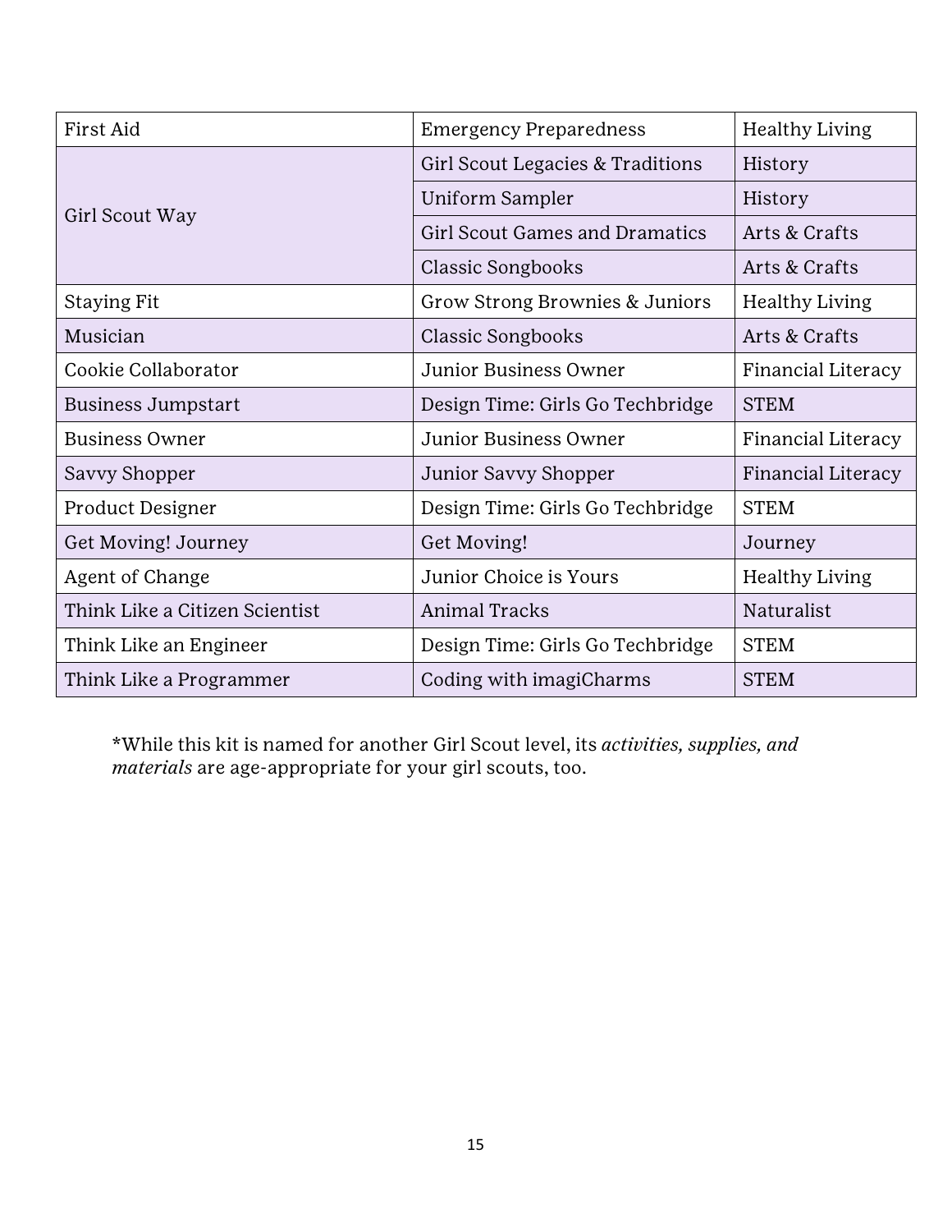| First Aid | Emergency Preparedness | Healthy Living |
|---|---|---|
| Girl Scout Way | Girl Scout Legacies & Traditions | History |
| | Uniform Sampler | History |
| | Girl Scout Games and Dramatics | Arts & Crafts |
| | Classic Songbooks | Arts & Crafts |
| Staying Fit | Grow Strong Brownies & Juniors | Healthy Living |
| Musician | Classic Songbooks | Arts & Crafts |
| Cookie Collaborator | Junior Business Owner | Financial Literacy |
| Business Jumpstart | Design Time: Girls Go Techbridge | STEM |
| Business Owner | Junior Business Owner | Financial Literacy |
| Savvy Shopper | Junior Savvy Shopper | Financial Literacy |
| Product Designer | Design Time: Girls Go Techbridge | STEM |
| Get Moving! Journey | Get Moving! | Journey |
| Agent of Change | Junior Choice is Yours | Healthy Living |
| Think Like a Citizen Scientist | Animal Tracks | Naturalist |
| Think Like an Engineer | Design Time: Girls Go Techbridge | STEM |
| Think Like a Programmer | Coding with imagiCharms | STEM |

*While this kit is named for another Girl Scout level, its *activities, supplies, and materials* are age-appropriate for your girl scouts, too.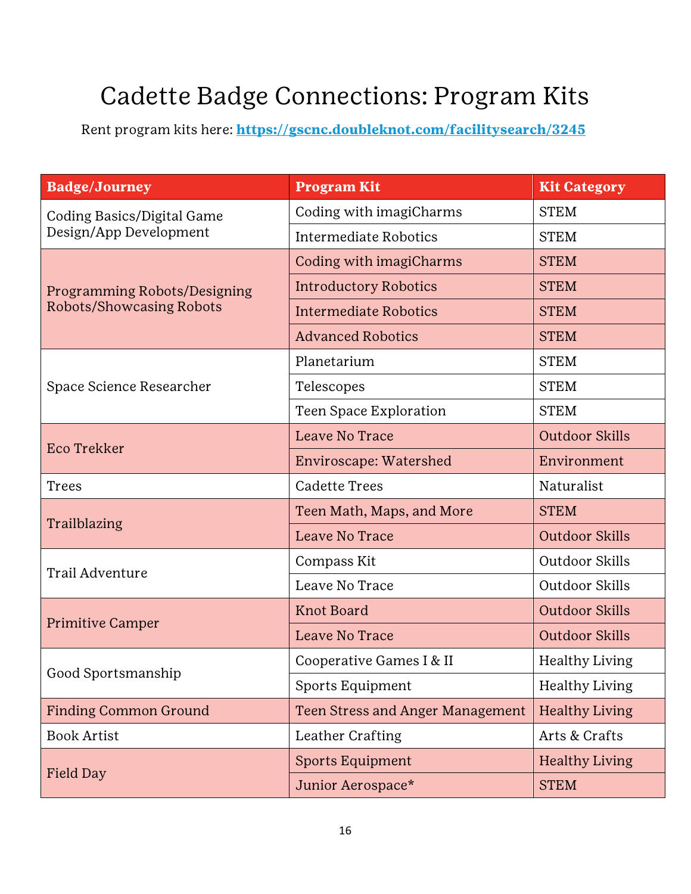# Cadette Badge Connections: Program Kits

Rent program kits here: **https://gscnc.doubleknot.com/facilitysearch/3245**

| Badge/Journey | Program Kit | Kit Category |
|---|---|---|
| Coding Basics/Digital Game Design/App Development | Coding with imagiCharms | STEM |
| | Intermediate Robotics | STEM |
| Programming Robots/Designing Robots/Showcasing Robots | Coding with imagiCharms | STEM |
| | Introductory Robotics | STEM |
| | Intermediate Robotics | STEM |
| | Advanced Robotics | STEM |
| Space Science Researcher | Planetarium | STEM |
| | Telescopes | STEM |
| | Teen Space Exploration | STEM |
| Eco Trekker | Leave No Trace | Outdoor Skills |
| | Enviroscape: Watershed | Environment |
| Trees | Cadette Trees | Naturalist |
| Trailblazing | Teen Math, Maps, and More | STEM |
| | Leave No Trace | Outdoor Skills |
| Trail Adventure | Compass Kit | Outdoor Skills |
| | Leave No Trace | Outdoor Skills |
| Primitive Camper | Knot Board | Outdoor Skills |
| | Leave No Trace | Outdoor Skills |
| Good Sportsmanship | Cooperative Games I & II | Healthy Living |
| | Sports Equipment | Healthy Living |
| Finding Common Ground | Teen Stress and Anger Management | Healthy Living |
| Book Artist | Leather Crafting | Arts & Crafts |
| Field Day | Sports Equipment | Healthy Living |
| | Junior Aerospace* | STEM |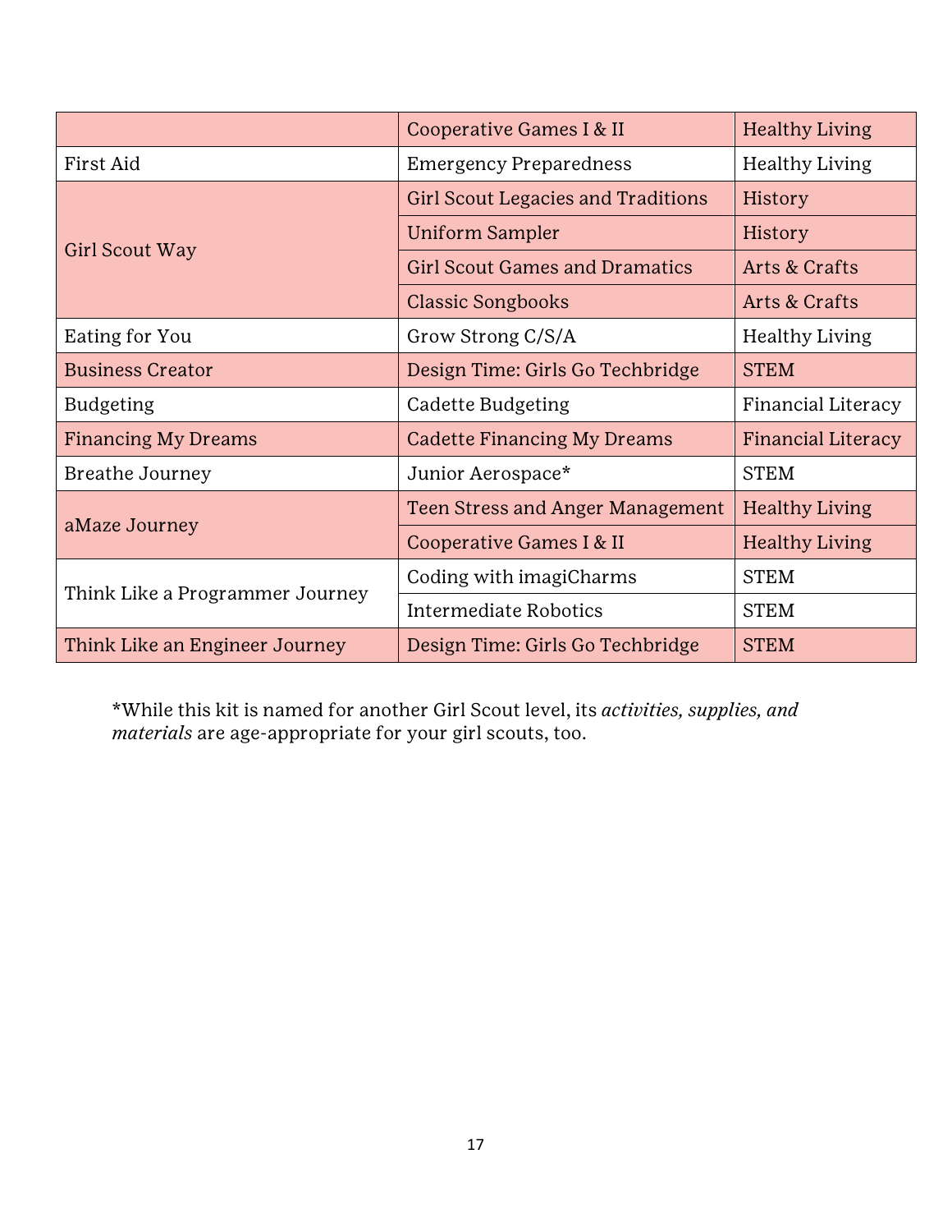| | | |
|---|---|---|
| | Cooperative Games I & II | Healthy Living |
| First Aid | Emergency Preparedness | Healthy Living |
| Girl Scout Way | Girl Scout Legacies and Traditions | History |
| | Uniform Sampler | History |
| | Girl Scout Games and Dramatics | Arts & Crafts |
| | Classic Songbooks | Arts & Crafts |
| Eating for You | Grow Strong C/S/A | Healthy Living |
| Business Creator | Design Time: Girls Go Techbridge | STEM |
| Budgeting | Cadette Budgeting | Financial Literacy |
| Financing My Dreams | Cadette Financing My Dreams | Financial Literacy |
| Breathe Journey | Junior Aerospace* | STEM |
| aMaze Journey | Teen Stress and Anger Management | Healthy Living |
| | Cooperative Games I & II | Healthy Living |
| Think Like a Programmer Journey | Coding with imagiCharms | STEM |
| | Intermediate Robotics | STEM |
| Think Like an Engineer Journey | Design Time: Girls Go Techbridge | STEM |

*While this kit is named for another Girl Scout level, its *activities, supplies, and materials* are age-appropriate for your girl scouts, too.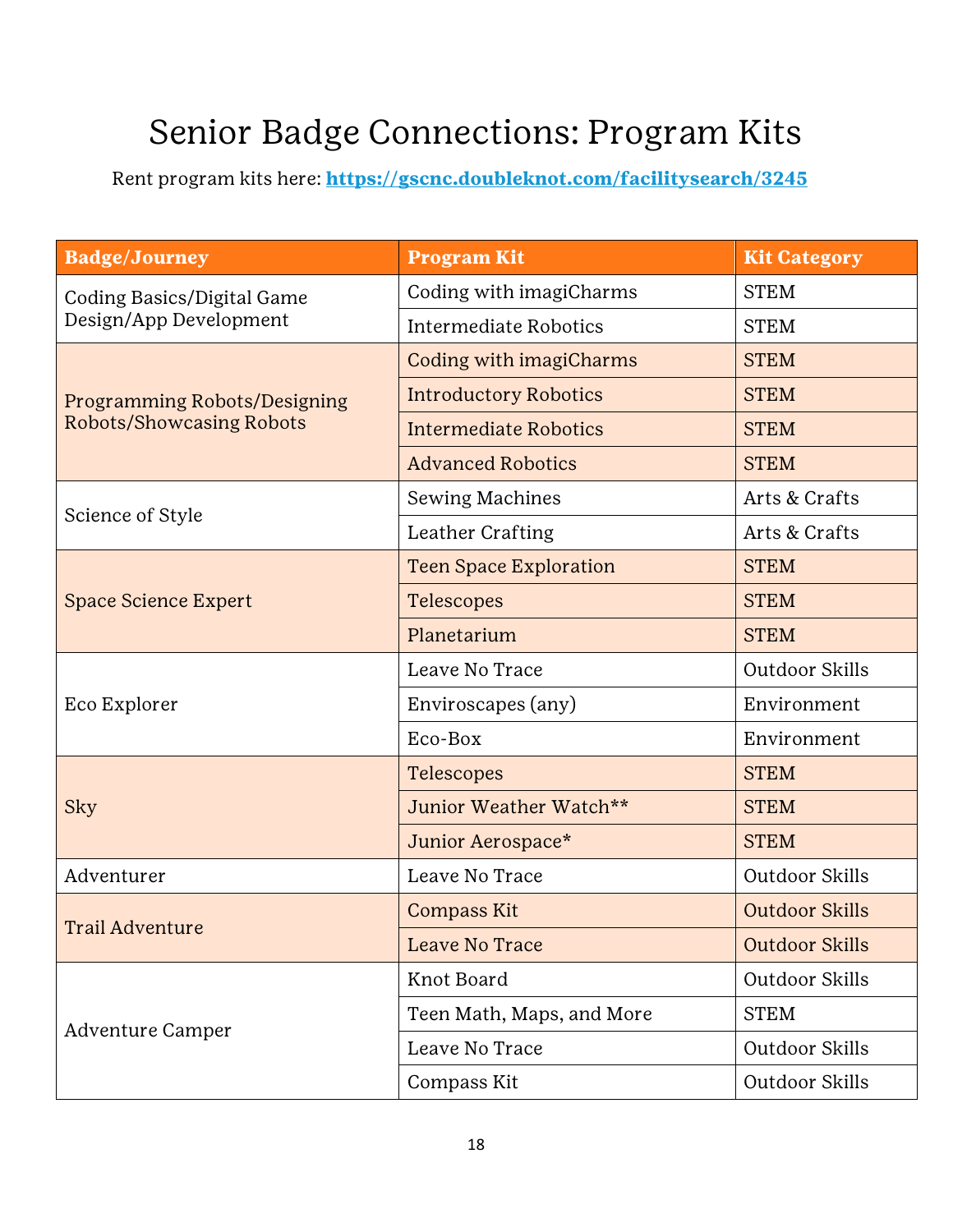# Senior Badge Connections: Program Kits

Rent program kits here: **https://gscnc.doubleknot.com/facilitysearch/3245**

| Badge/Journey | Program Kit | Kit Category |
|---|---|---|
| Coding Basics/Digital Game Design/App Development | Coding with imagiCharms | STEM |
| | Intermediate Robotics | STEM |
| Programming Robots/Designing Robots/Showcasing Robots | Coding with imagiCharms | STEM |
| | Introductory Robotics | STEM |
| | Intermediate Robotics | STEM |
| | Advanced Robotics | STEM |
| Science of Style | Sewing Machines | Arts & Crafts |
| | Leather Crafting | Arts & Crafts |
| Space Science Expert | Teen Space Exploration | STEM |
| | Telescopes | STEM |
| | Planetarium | STEM |
| Eco Explorer | Leave No Trace | Outdoor Skills |
| | Enviroscapes (any) | Environment |
| | Eco-Box | Environment |
| Sky | Telescopes | STEM |
| | Junior Weather Watch** | STEM |
| | Junior Aerospace* | STEM |
| Adventurer | Leave No Trace | Outdoor Skills |
| Trail Adventure | Compass Kit | Outdoor Skills |
| | Leave No Trace | Outdoor Skills |
| Adventure Camper | Knot Board | Outdoor Skills |
| | Teen Math, Maps, and More | STEM |
| | Leave No Trace | Outdoor Skills |
| | Compass Kit | Outdoor Skills |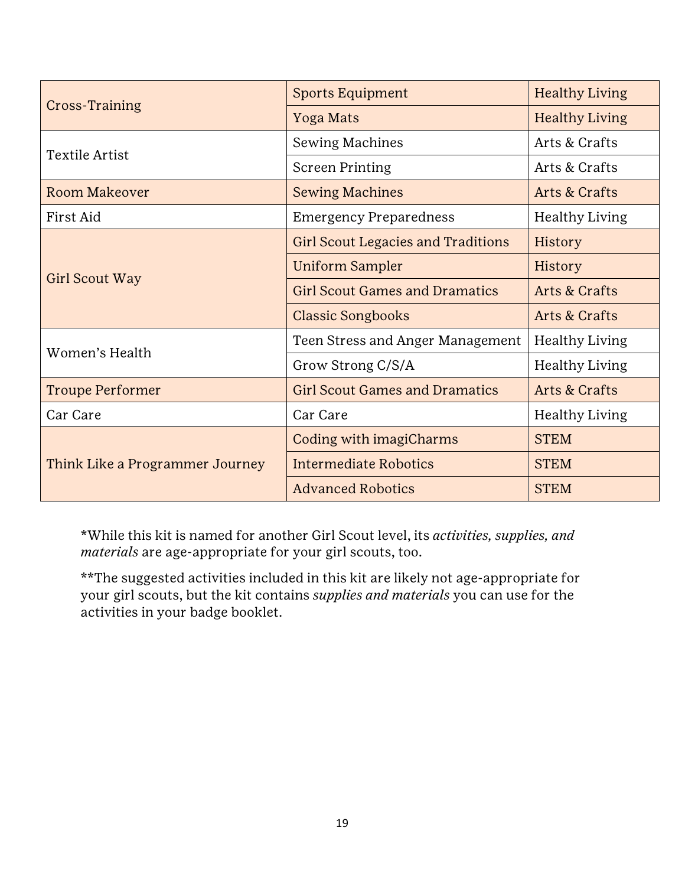| Badge | Kit | Category |
|---|---|---|
| Cross-Training | Sports Equipment | Healthy Living |
| | Yoga Mats | Healthy Living |
| Textile Artist | Sewing Machines | Arts & Crafts |
| | Screen Printing | Arts & Crafts |
| Room Makeover | Sewing Machines | Arts & Crafts |
| First Aid | Emergency Preparedness | Healthy Living |
| Girl Scout Way | Girl Scout Legacies and Traditions | History |
| | Uniform Sampler | History |
| | Girl Scout Games and Dramatics | Arts & Crafts |
| | Classic Songbooks | Arts & Crafts |
| Women's Health | Teen Stress and Anger Management | Healthy Living |
| | Grow Strong C/S/A | Healthy Living |
| Troupe Performer | Girl Scout Games and Dramatics | Arts & Crafts |
| Car Care | Car Care | Healthy Living |
| Think Like a Programmer Journey | Coding with imagiCharms | STEM |
| | Intermediate Robotics | STEM |
| | Advanced Robotics | STEM |

*While this kit is named for another Girl Scout level, its *activities, supplies, and materials* are age-appropriate for your girl scouts, too.

**The suggested activities included in this kit are likely not age-appropriate for your girl scouts, but the kit contains *supplies and materials* you can use for the activities in your badge booklet.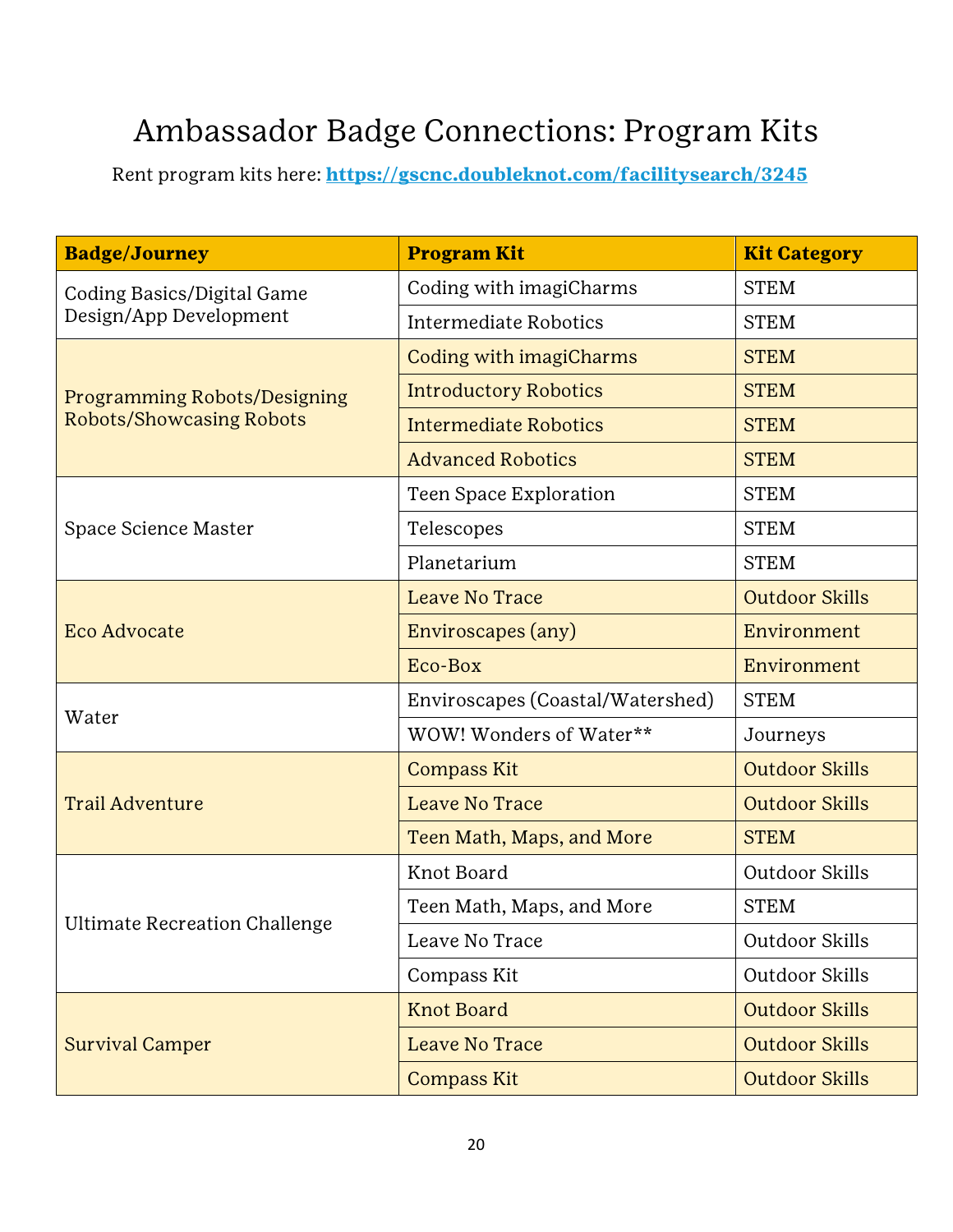# Ambassador Badge Connections: Program Kits

Rent program kits here: **https://gscnc.doubleknot.com/facilitysearch/3245**

| Badge/Journey | Program Kit | Kit Category |
| --- | --- | --- |
| Coding Basics/Digital Game Design/App Development | Coding with imagiCharms | STEM |
| | Intermediate Robotics | STEM |
| Programming Robots/Designing Robots/Showcasing Robots | Coding with imagiCharms | STEM |
| | Introductory Robotics | STEM |
| | Intermediate Robotics | STEM |
| | Advanced Robotics | STEM |
| Space Science Master | Teen Space Exploration | STEM |
| | Telescopes | STEM |
| | Planetarium | STEM |
| Eco Advocate | Leave No Trace | Outdoor Skills |
| | Enviroscapes (any) | Environment |
| | Eco-Box | Environment |
| Water | Enviroscapes (Coastal/Watershed) | STEM |
| | WOW! Wonders of Water** | Journeys |
| Trail Adventure | Compass Kit | Outdoor Skills |
| | Leave No Trace | Outdoor Skills |
| | Teen Math, Maps, and More | STEM |
| Ultimate Recreation Challenge | Knot Board | Outdoor Skills |
| | Teen Math, Maps, and More | STEM |
| | Leave No Trace | Outdoor Skills |
| | Compass Kit | Outdoor Skills |
| Survival Camper | Knot Board | Outdoor Skills |
| | Leave No Trace | Outdoor Skills |
| | Compass Kit | Outdoor Skills |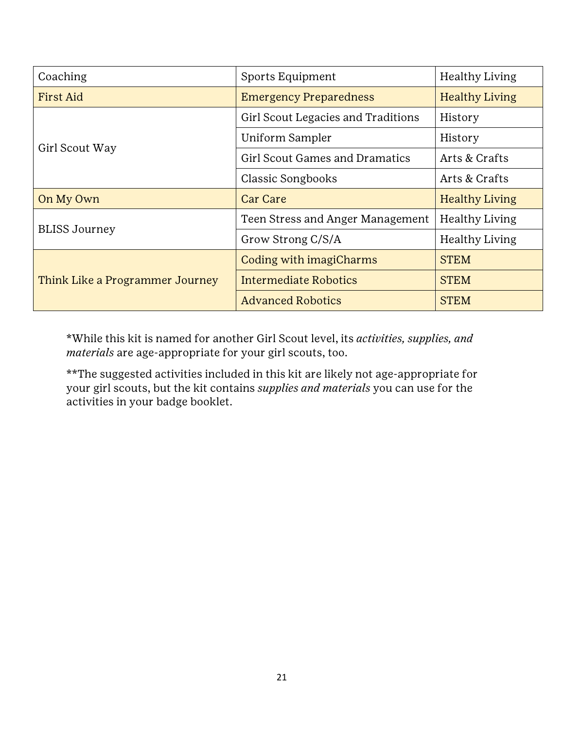| | | |
|---|---|---|
| Coaching | Sports Equipment | Healthy Living |
| First Aid | Emergency Preparedness | Healthy Living |
| Girl Scout Way | Girl Scout Legacies and Traditions | History |
| | Uniform Sampler | History |
| | Girl Scout Games and Dramatics | Arts & Crafts |
| | Classic Songbooks | Arts & Crafts |
| On My Own | Car Care | Healthy Living |
| BLISS Journey | Teen Stress and Anger Management | Healthy Living |
| | Grow Strong C/S/A | Healthy Living |
| Think Like a Programmer Journey | Coding with imagiCharms | STEM |
| | Intermediate Robotics | STEM |
| | Advanced Robotics | STEM |

*While this kit is named for another Girl Scout level, its *activities, supplies, and materials* are age-appropriate for your girl scouts, too.

**The suggested activities included in this kit are likely not age-appropriate for your girl scouts, but the kit contains *supplies and materials* you can use for the activities in your badge booklet.